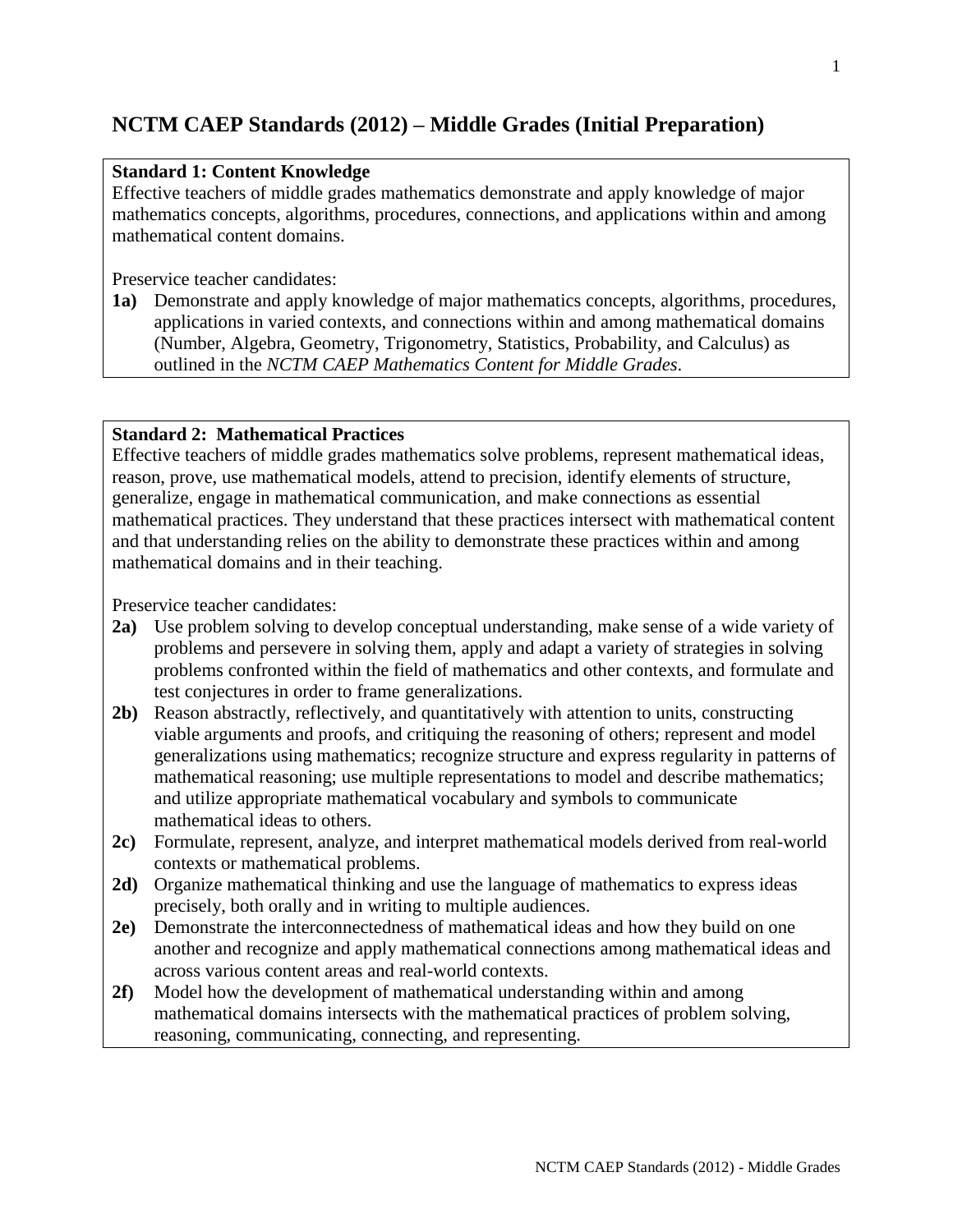# NCTM CAEP Standards (2012) – Middle Grades (Initial Preparation)

**Standard 1: Content Knowledge**
Effective teachers of middle grades mathematics demonstrate and apply knowledge of major mathematics concepts, algorithms, procedures, connections, and applications within and among mathematical content domains.

Preservice teacher candidates:

**1a)** Demonstrate and apply knowledge of major mathematics concepts, algorithms, procedures, applications in varied contexts, and connections within and among mathematical domains (Number, Algebra, Geometry, Trigonometry, Statistics, Probability, and Calculus) as outlined in the *NCTM CAEP Mathematics Content for Middle Grades*.

**Standard 2: Mathematical Practices**
Effective teachers of middle grades mathematics solve problems, represent mathematical ideas, reason, prove, use mathematical models, attend to precision, identify elements of structure, generalize, engage in mathematical communication, and make connections as essential mathematical practices. They understand that these practices intersect with mathematical content and that understanding relies on the ability to demonstrate these practices within and among mathematical domains and in their teaching.

Preservice teacher candidates:

**2a)** Use problem solving to develop conceptual understanding, make sense of a wide variety of problems and persevere in solving them, apply and adapt a variety of strategies in solving problems confronted within the field of mathematics and other contexts, and formulate and test conjectures in order to frame generalizations.

**2b)** Reason abstractly, reflectively, and quantitatively with attention to units, constructing viable arguments and proofs, and critiquing the reasoning of others; represent and model generalizations using mathematics; recognize structure and express regularity in patterns of mathematical reasoning; use multiple representations to model and describe mathematics; and utilize appropriate mathematical vocabulary and symbols to communicate mathematical ideas to others.

**2c)** Formulate, represent, analyze, and interpret mathematical models derived from real-world contexts or mathematical problems.

**2d)** Organize mathematical thinking and use the language of mathematics to express ideas precisely, both orally and in writing to multiple audiences.

**2e)** Demonstrate the interconnectedness of mathematical ideas and how they build on one another and recognize and apply mathematical connections among mathematical ideas and across various content areas and real-world contexts.

**2f)** Model how the development of mathematical understanding within and among mathematical domains intersects with the mathematical practices of problem solving, reasoning, communicating, connecting, and representing.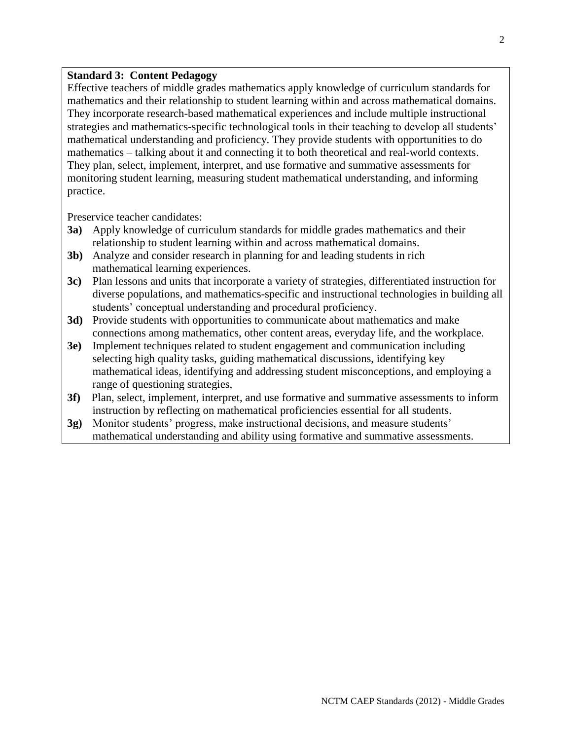**Standard 3: Content Pedagogy**

Effective teachers of middle grades mathematics apply knowledge of curriculum standards for mathematics and their relationship to student learning within and across mathematical domains. They incorporate research-based mathematical experiences and include multiple instructional strategies and mathematics-specific technological tools in their teaching to develop all students' mathematical understanding and proficiency. They provide students with opportunities to do mathematics – talking about it and connecting it to both theoretical and real-world contexts. They plan, select, implement, interpret, and use formative and summative assessments for monitoring student learning, measuring student mathematical understanding, and informing practice.

Preservice teacher candidates:

- **3a)** Apply knowledge of curriculum standards for middle grades mathematics and their relationship to student learning within and across mathematical domains.
- **3b)** Analyze and consider research in planning for and leading students in rich mathematical learning experiences.
- **3c)** Plan lessons and units that incorporate a variety of strategies, differentiated instruction for diverse populations, and mathematics-specific and instructional technologies in building all students' conceptual understanding and procedural proficiency.
- **3d)** Provide students with opportunities to communicate about mathematics and make connections among mathematics, other content areas, everyday life, and the workplace.
- **3e)** Implement techniques related to student engagement and communication including selecting high quality tasks, guiding mathematical discussions, identifying key mathematical ideas, identifying and addressing student misconceptions, and employing a range of questioning strategies,
- **3f)** Plan, select, implement, interpret, and use formative and summative assessments to inform instruction by reflecting on mathematical proficiencies essential for all students.
- **3g)** Monitor students' progress, make instructional decisions, and measure students' mathematical understanding and ability using formative and summative assessments.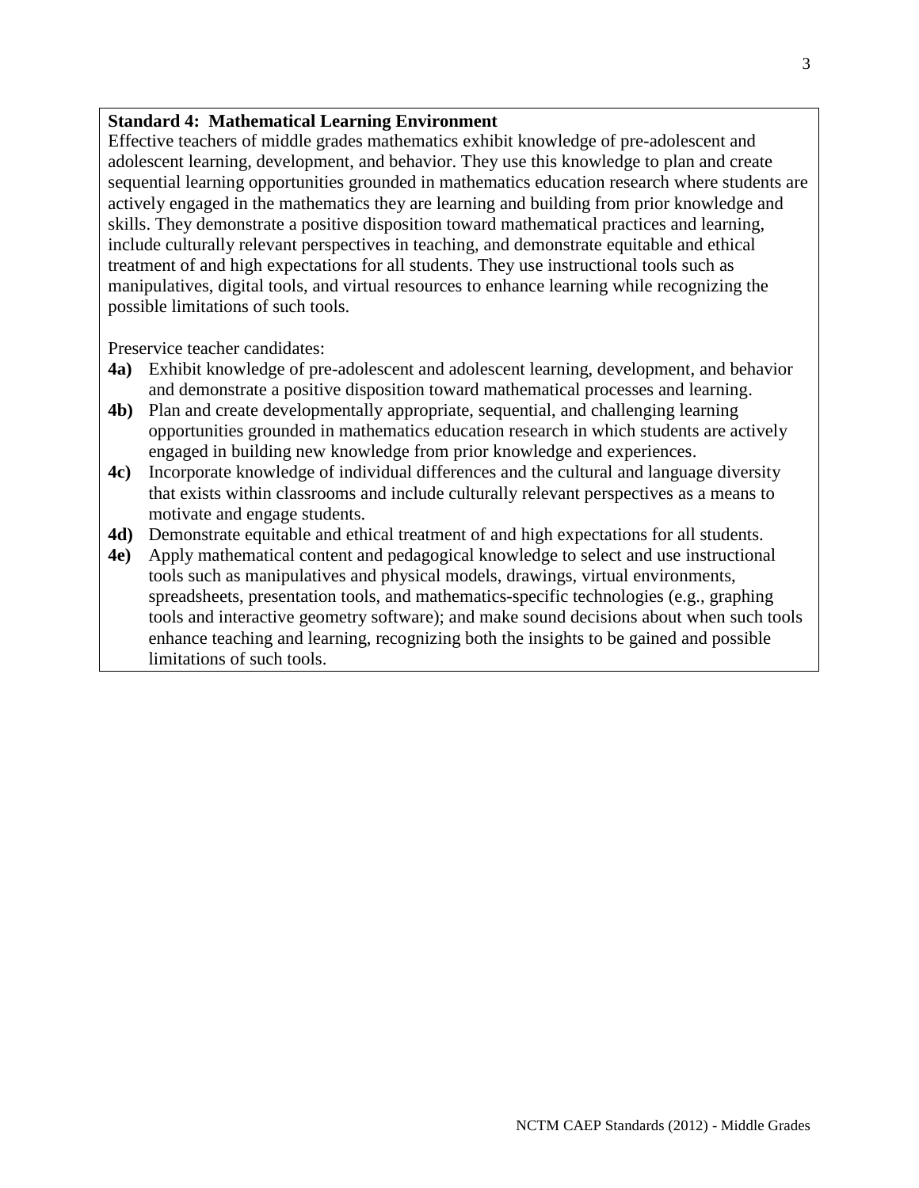**Standard 4: Mathematical Learning Environment**

Effective teachers of middle grades mathematics exhibit knowledge of pre-adolescent and adolescent learning, development, and behavior. They use this knowledge to plan and create sequential learning opportunities grounded in mathematics education research where students are actively engaged in the mathematics they are learning and building from prior knowledge and skills. They demonstrate a positive disposition toward mathematical practices and learning, include culturally relevant perspectives in teaching, and demonstrate equitable and ethical treatment of and high expectations for all students. They use instructional tools such as manipulatives, digital tools, and virtual resources to enhance learning while recognizing the possible limitations of such tools.

Preservice teacher candidates:

- **4a)** Exhibit knowledge of pre-adolescent and adolescent learning, development, and behavior and demonstrate a positive disposition toward mathematical processes and learning.
- **4b)** Plan and create developmentally appropriate, sequential, and challenging learning opportunities grounded in mathematics education research in which students are actively engaged in building new knowledge from prior knowledge and experiences.
- **4c)** Incorporate knowledge of individual differences and the cultural and language diversity that exists within classrooms and include culturally relevant perspectives as a means to motivate and engage students.
- **4d)** Demonstrate equitable and ethical treatment of and high expectations for all students.
- **4e)** Apply mathematical content and pedagogical knowledge to select and use instructional tools such as manipulatives and physical models, drawings, virtual environments, spreadsheets, presentation tools, and mathematics-specific technologies (e.g., graphing tools and interactive geometry software); and make sound decisions about when such tools enhance teaching and learning, recognizing both the insights to be gained and possible limitations of such tools.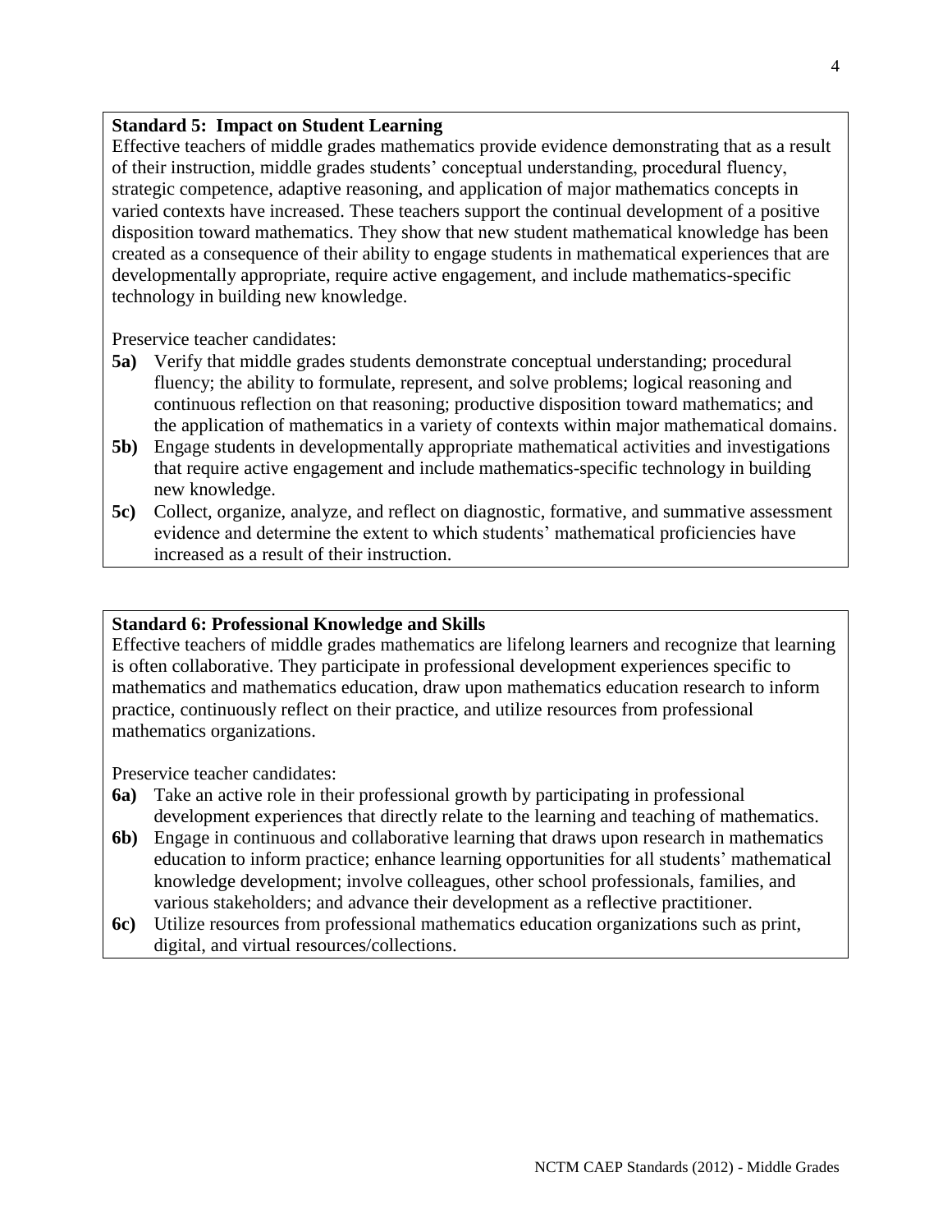**Standard 5: Impact on Student Learning**

Effective teachers of middle grades mathematics provide evidence demonstrating that as a result of their instruction, middle grades students' conceptual understanding, procedural fluency, strategic competence, adaptive reasoning, and application of major mathematics concepts in varied contexts have increased. These teachers support the continual development of a positive disposition toward mathematics. They show that new student mathematical knowledge has been created as a consequence of their ability to engage students in mathematical experiences that are developmentally appropriate, require active engagement, and include mathematics-specific technology in building new knowledge.

Preservice teacher candidates:

- **5a)** Verify that middle grades students demonstrate conceptual understanding; procedural fluency; the ability to formulate, represent, and solve problems; logical reasoning and continuous reflection on that reasoning; productive disposition toward mathematics; and the application of mathematics in a variety of contexts within major mathematical domains.
- **5b)** Engage students in developmentally appropriate mathematical activities and investigations that require active engagement and include mathematics-specific technology in building new knowledge.
- **5c)** Collect, organize, analyze, and reflect on diagnostic, formative, and summative assessment evidence and determine the extent to which students' mathematical proficiencies have increased as a result of their instruction.

**Standard 6: Professional Knowledge and Skills**

Effective teachers of middle grades mathematics are lifelong learners and recognize that learning is often collaborative. They participate in professional development experiences specific to mathematics and mathematics education, draw upon mathematics education research to inform practice, continuously reflect on their practice, and utilize resources from professional mathematics organizations.

Preservice teacher candidates:

- **6a)** Take an active role in their professional growth by participating in professional development experiences that directly relate to the learning and teaching of mathematics.
- **6b)** Engage in continuous and collaborative learning that draws upon research in mathematics education to inform practice; enhance learning opportunities for all students' mathematical knowledge development; involve colleagues, other school professionals, families, and various stakeholders; and advance their development as a reflective practitioner.
- **6c)** Utilize resources from professional mathematics education organizations such as print, digital, and virtual resources/collections.